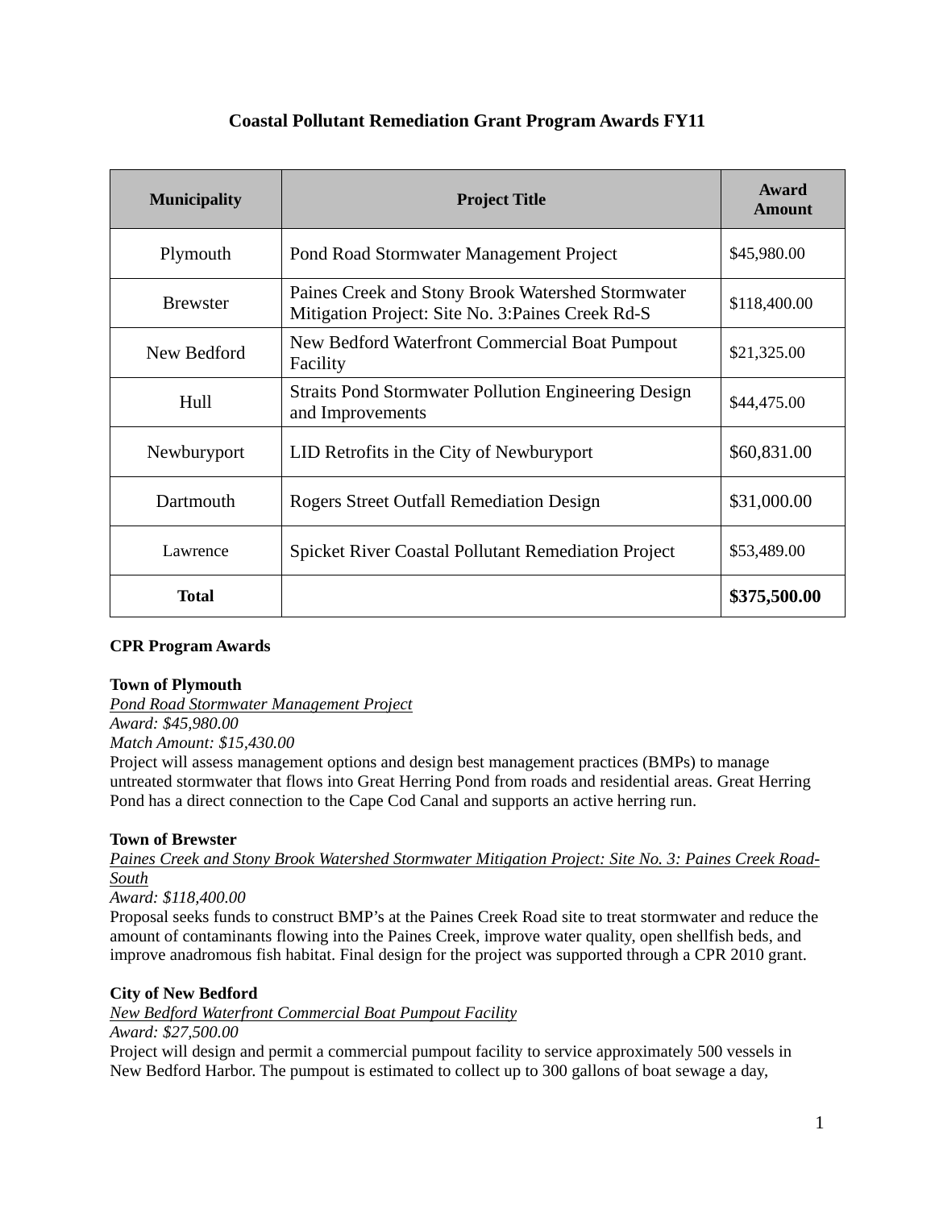# Coastal Pollutant Remediation Grant Program Awards FY11

| Municipality | Project Title | Award Amount |
|---|---|---|
| Plymouth | Pond Road Stormwater Management Project | $45,980.00 |
| Brewster | Paines Creek and Stony Brook Watershed Stormwater Mitigation Project: Site No. 3:Paines Creek Rd-S | $118,400.00 |
| New Bedford | New Bedford Waterfront Commercial Boat Pumpout Facility | $21,325.00 |
| Hull | Straits Pond Stormwater Pollution Engineering Design and Improvements | $44,475.00 |
| Newburyport | LID Retrofits in the City of Newburyport | $60,831.00 |
| Dartmouth | Rogers Street Outfall Remediation Design | $31,000.00 |
| Lawrence | Spicket River Coastal Pollutant Remediation Project | $53,489.00 |
| **Total** | | **$375,500.00** |

**CPR Program Awards**

**Town of Plymouth**
*Pond Road Stormwater Management Project*
*Award: $45,980.00*
*Match Amount: $15,430.00*
Project will assess management options and design best management practices (BMPs) to manage untreated stormwater that flows into Great Herring Pond from roads and residential areas. Great Herring Pond has a direct connection to the Cape Cod Canal and supports an active herring run.

**Town of Brewster**
*Paines Creek and Stony Brook Watershed Stormwater Mitigation Project: Site No. 3: Paines Creek Road-South*
*Award: $118,400.00*
Proposal seeks funds to construct BMP's at the Paines Creek Road site to treat stormwater and reduce the amount of contaminants flowing into the Paines Creek, improve water quality, open shellfish beds, and improve anadromous fish habitat. Final design for the project was supported through a CPR 2010 grant.

**City of New Bedford**
*New Bedford Waterfront Commercial Boat Pumpout Facility*
*Award: $27,500.00*
Project will design and permit a commercial pumpout facility to service approximately 500 vessels in New Bedford Harbor. The pumpout is estimated to collect up to 300 gallons of boat sewage a day,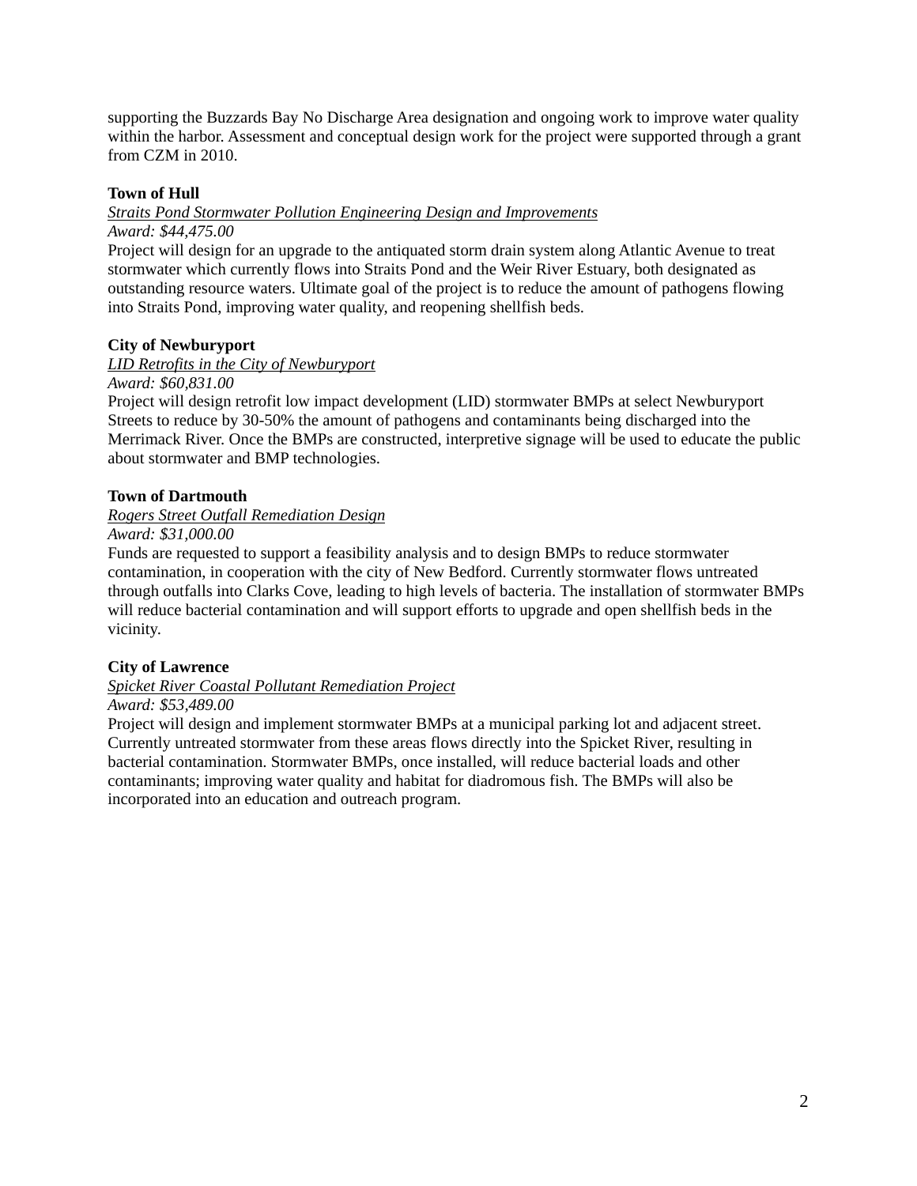supporting the Buzzards Bay No Discharge Area designation and ongoing work to improve water quality within the harbor. Assessment and conceptual design work for the project were supported through a grant from CZM in 2010.

**Town of Hull**
*Straits Pond Stormwater Pollution Engineering Design and Improvements*
*Award: $44,475.00*
Project will design for an upgrade to the antiquated storm drain system along Atlantic Avenue to treat stormwater which currently flows into Straits Pond and the Weir River Estuary, both designated as outstanding resource waters. Ultimate goal of the project is to reduce the amount of pathogens flowing into Straits Pond, improving water quality, and reopening shellfish beds.

**City of Newburyport**
*LID Retrofits in the City of Newburyport*
*Award: $60,831.00*
Project will design retrofit low impact development (LID) stormwater BMPs at select Newburyport Streets to reduce by 30-50% the amount of pathogens and contaminants being discharged into the Merrimack River. Once the BMPs are constructed, interpretive signage will be used to educate the public about stormwater and BMP technologies.

**Town of Dartmouth**
*Rogers Street Outfall Remediation Design*
*Award: $31,000.00*
Funds are requested to support a feasibility analysis and to design BMPs to reduce stormwater contamination, in cooperation with the city of New Bedford. Currently stormwater flows untreated through outfalls into Clarks Cove, leading to high levels of bacteria. The installation of stormwater BMPs will reduce bacterial contamination and will support efforts to upgrade and open shellfish beds in the vicinity.

**City of Lawrence**
*Spicket River Coastal Pollutant Remediation Project*
*Award: $53,489.00*
Project will design and implement stormwater BMPs at a municipal parking lot and adjacent street. Currently untreated stormwater from these areas flows directly into the Spicket River, resulting in bacterial contamination. Stormwater BMPs, once installed, will reduce bacterial loads and other contaminants; improving water quality and habitat for diadromous fish. The BMPs will also be incorporated into an education and outreach program.